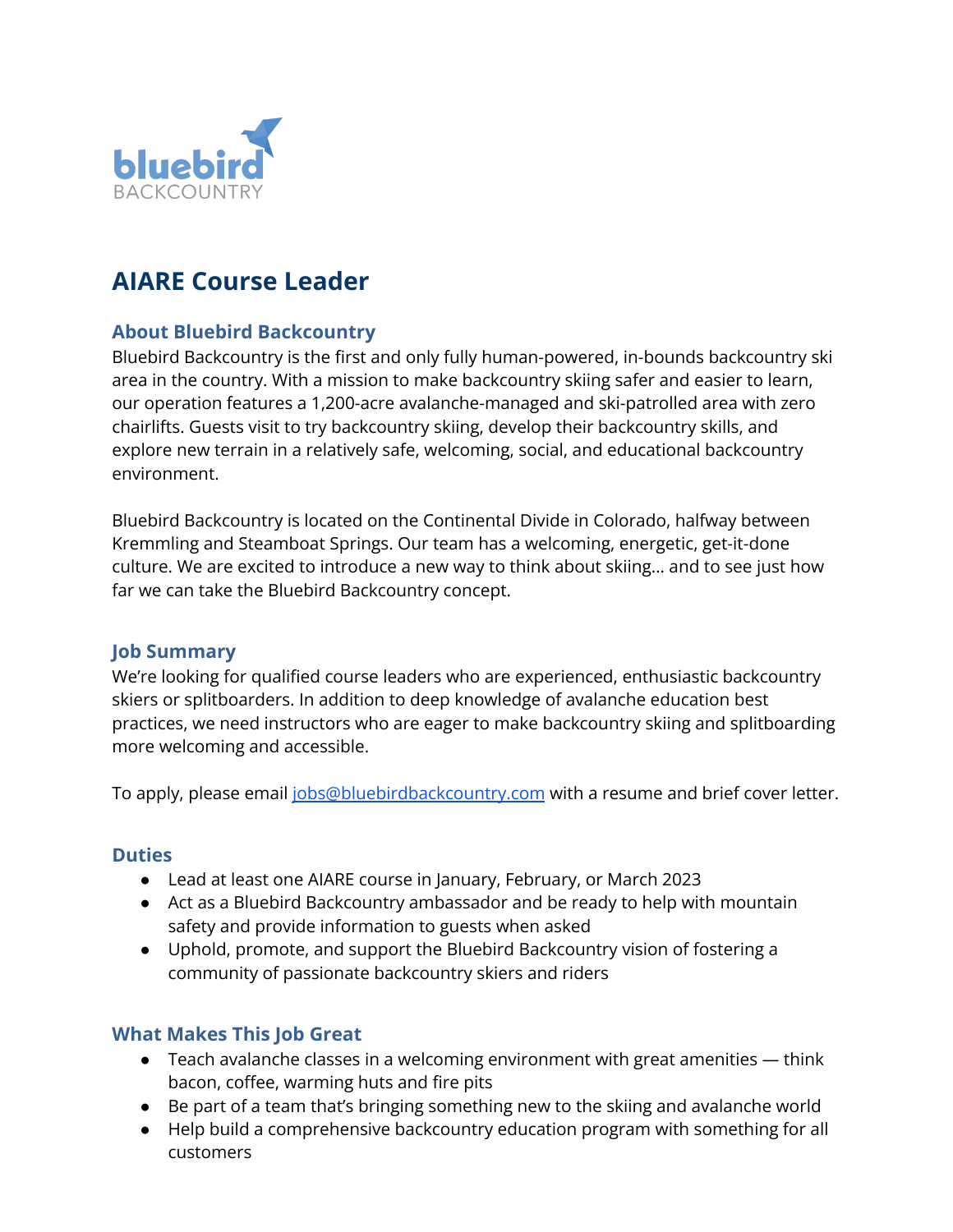bluebird
BACKCOUNTRY

# AIARE Course Leader

## About Bluebird Backcountry

Bluebird Backcountry is the first and only fully human-powered, in-bounds backcountry ski area in the country. With a mission to make backcountry skiing safer and easier to learn, our operation features a 1,200-acre avalanche-managed and ski-patrolled area with zero chairlifts. Guests visit to try backcountry skiing, develop their backcountry skills, and explore new terrain in a relatively safe, welcoming, social, and educational backcountry environment.

Bluebird Backcountry is located on the Continental Divide in Colorado, halfway between Kremmling and Steamboat Springs. Our team has a welcoming, energetic, get-it-done culture. We are excited to introduce a new way to think about skiing… and to see just how far we can take the Bluebird Backcountry concept.

## Job Summary

We're looking for qualified course leaders who are experienced, enthusiastic backcountry skiers or splitboarders. In addition to deep knowledge of avalanche education best practices, we need instructors who are eager to make backcountry skiing and splitboarding more welcoming and accessible.

To apply, please email [jobs@bluebirdbackcountry.com](mailto:jobs@bluebirdbackcountry.com) with a resume and brief cover letter.

## Duties

- Lead at least one AIARE course in January, February, or March 2023
- Act as a Bluebird Backcountry ambassador and be ready to help with mountain safety and provide information to guests when asked
- Uphold, promote, and support the Bluebird Backcountry vision of fostering a community of passionate backcountry skiers and riders

## What Makes This Job Great

- Teach avalanche classes in a welcoming environment with great amenities — think bacon, coffee, warming huts and fire pits
- Be part of a team that's bringing something new to the skiing and avalanche world
- Help build a comprehensive backcountry education program with something for all customers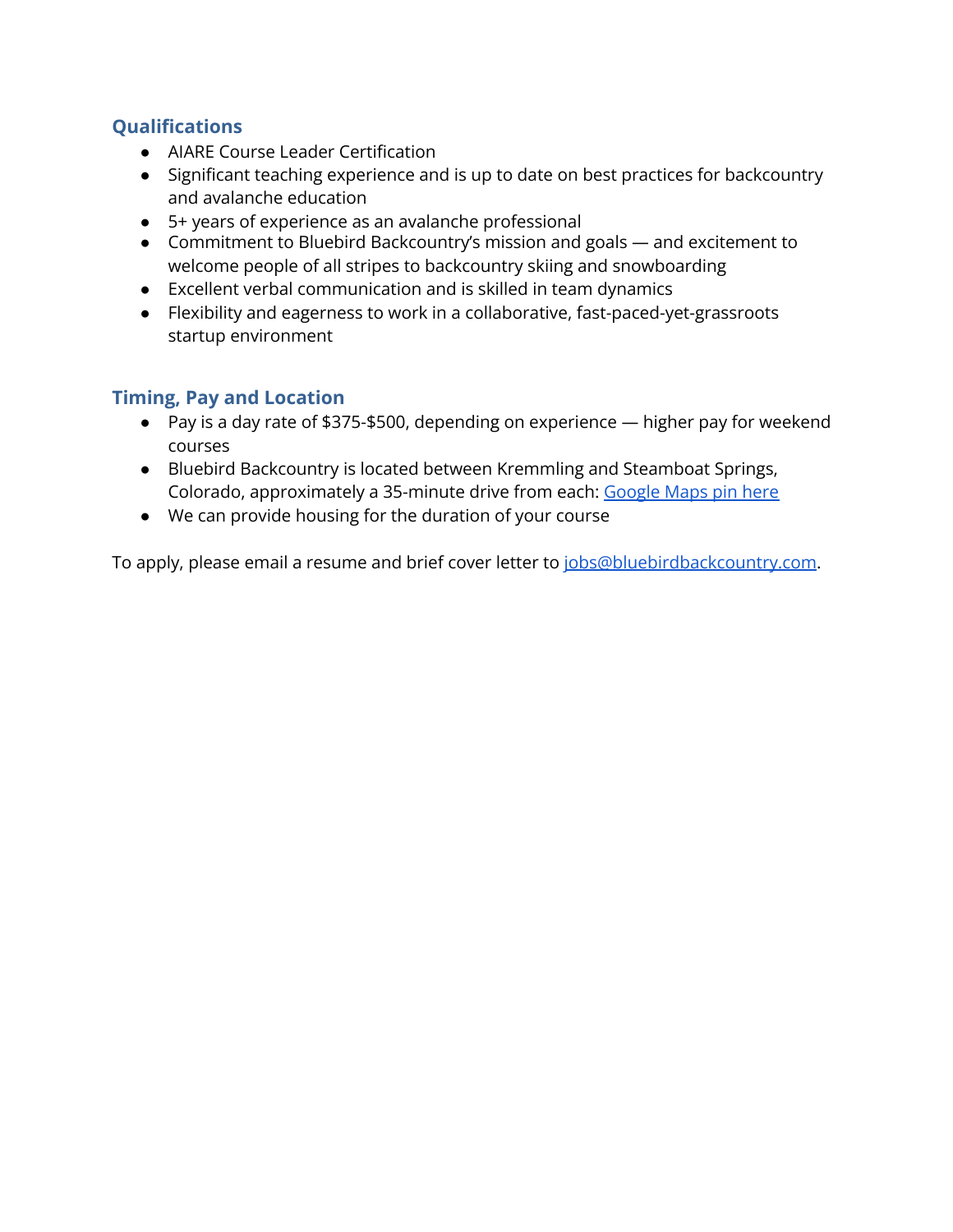## Qualifications

- AIARE Course Leader Certification
- Significant teaching experience and is up to date on best practices for backcountry and avalanche education
- 5+ years of experience as an avalanche professional
- Commitment to Bluebird Backcountry's mission and goals — and excitement to welcome people of all stripes to backcountry skiing and snowboarding
- Excellent verbal communication and is skilled in team dynamics
- Flexibility and eagerness to work in a collaborative, fast-paced-yet-grassroots startup environment

## Timing, Pay and Location

- Pay is a day rate of $375-$500, depending on experience — higher pay for weekend courses
- Bluebird Backcountry is located between Kremmling and Steamboat Springs, Colorado, approximately a 35-minute drive from each: Google Maps pin here
- We can provide housing for the duration of your course

To apply, please email a resume and brief cover letter to jobs@bluebirdbackcountry.com.